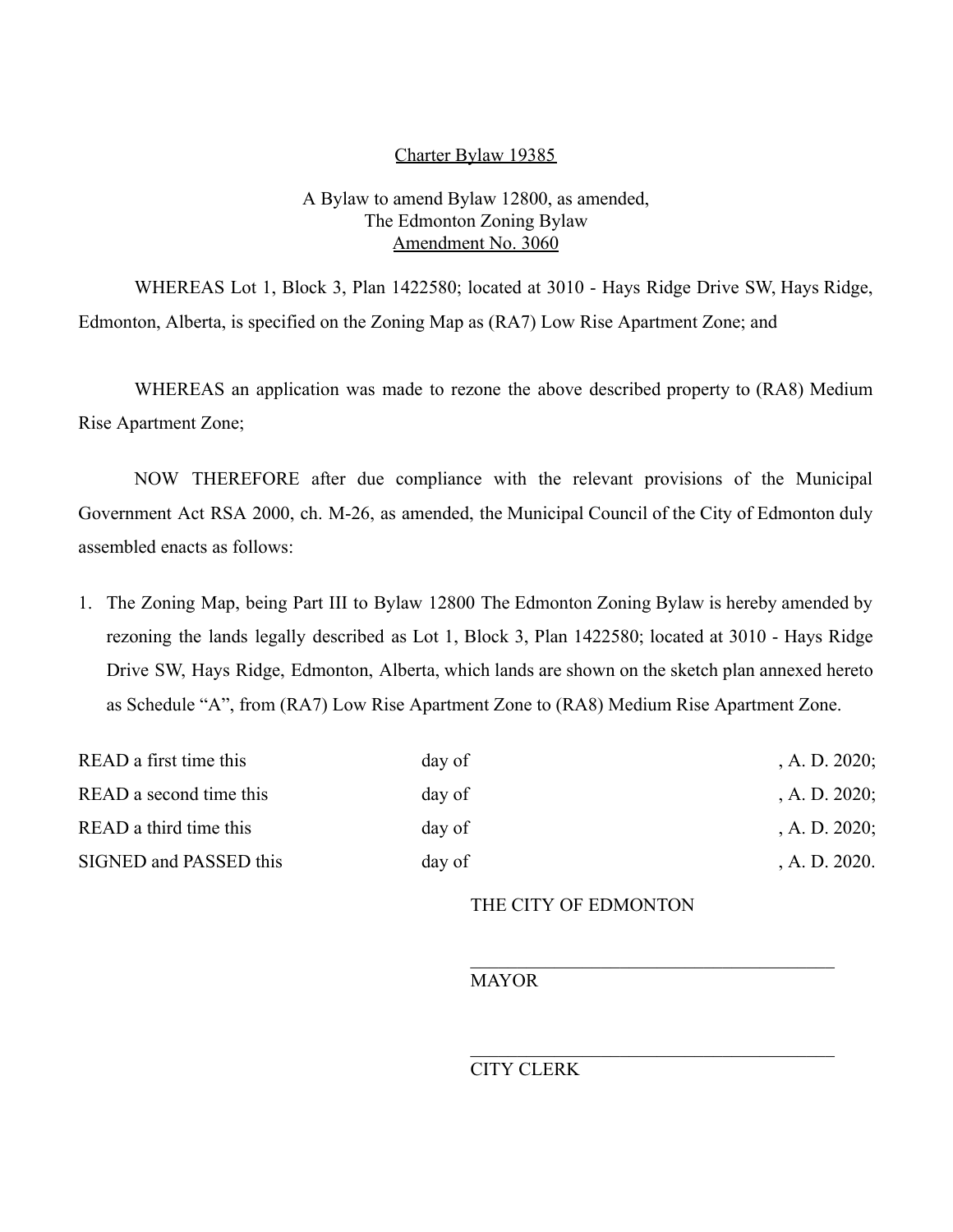# Charter Bylaw 19385

A Bylaw to amend Bylaw 12800, as amended,
The Edmonton Zoning Bylaw
Amendment No. 3060

WHEREAS Lot 1, Block 3, Plan 1422580; located at 3010 - Hays Ridge Drive SW, Hays Ridge, Edmonton, Alberta, is specified on the Zoning Map as (RA7) Low Rise Apartment Zone; and

WHEREAS an application was made to rezone the above described property to (RA8) Medium Rise Apartment Zone;

NOW THEREFORE after due compliance with the relevant provisions of the Municipal Government Act RSA 2000, ch. M-26, as amended, the Municipal Council of the City of Edmonton duly assembled enacts as follows:

1. The Zoning Map, being Part III to Bylaw 12800 The Edmonton Zoning Bylaw is hereby amended by rezoning the lands legally described as Lot 1, Block 3, Plan 1422580; located at 3010 - Hays Ridge Drive SW, Hays Ridge, Edmonton, Alberta, which lands are shown on the sketch plan annexed hereto as Schedule "A", from (RA7) Low Rise Apartment Zone to (RA8) Medium Rise Apartment Zone.

| | | |
|---|---|---|
| READ a first time this | day of | , A. D. 2020; |
| READ a second time this | day of | , A. D. 2020; |
| READ a third time this | day of | , A. D. 2020; |
| SIGNED and PASSED this | day of | , A. D. 2020. |

THE CITY OF EDMONTON

\_\_\_\_\_\_\_\_\_\_\_\_\_\_\_\_\_\_\_\_\_\_\_\_\_\_\_\_\_\_\_\_\_\_\_\_\_\_
MAYOR

\_\_\_\_\_\_\_\_\_\_\_\_\_\_\_\_\_\_\_\_\_\_\_\_\_\_\_\_\_\_\_\_\_\_\_\_\_\_
CITY CLERK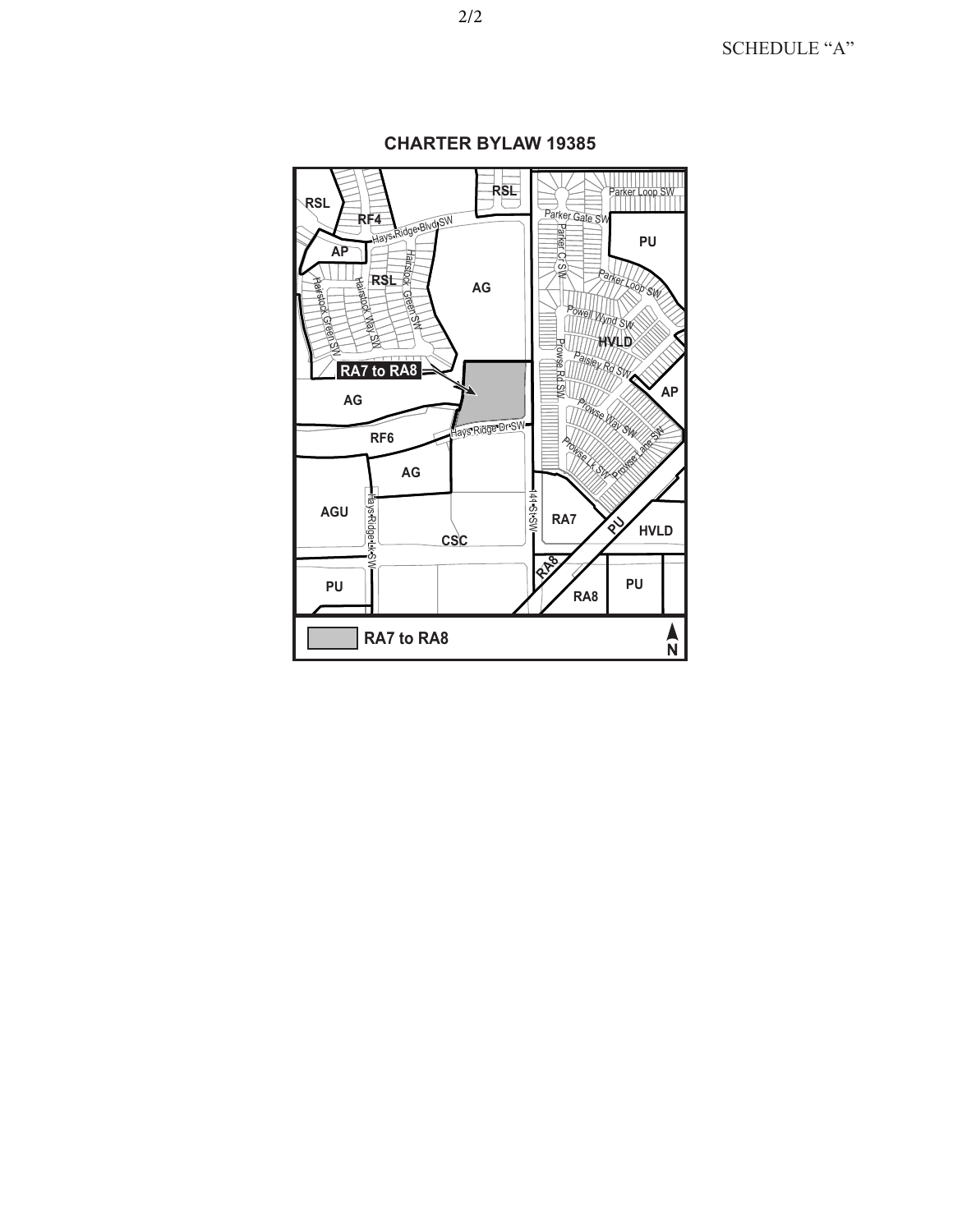SCHEDULE "A"

**CHARTER BYLAW 19385**

RSL
RF4
Hays Ridge Blvd SW
RSL
AP
RSL
Harstock Green SW
Harstock Way SW
Harstock Green SW
AG
Parker Loop SW
Parker Gate SW
Parker Ct SW
PU
Parker Loop SW
Powell Wynd SW
HVLD
Prowse Rd SW
Paisley Rd SW
AP
RA7 to RA8
AG
Prowse Way SW
Hays Ridge Dr SW
RF6
Prowse Lane SW
Prowse Lk SW
AG
AGU
Hays Ridge Lk SW
144 St SW
RA7
PU
HVLD
CSC
RA8
PU
PU
RA8

RA7 to RA8

N